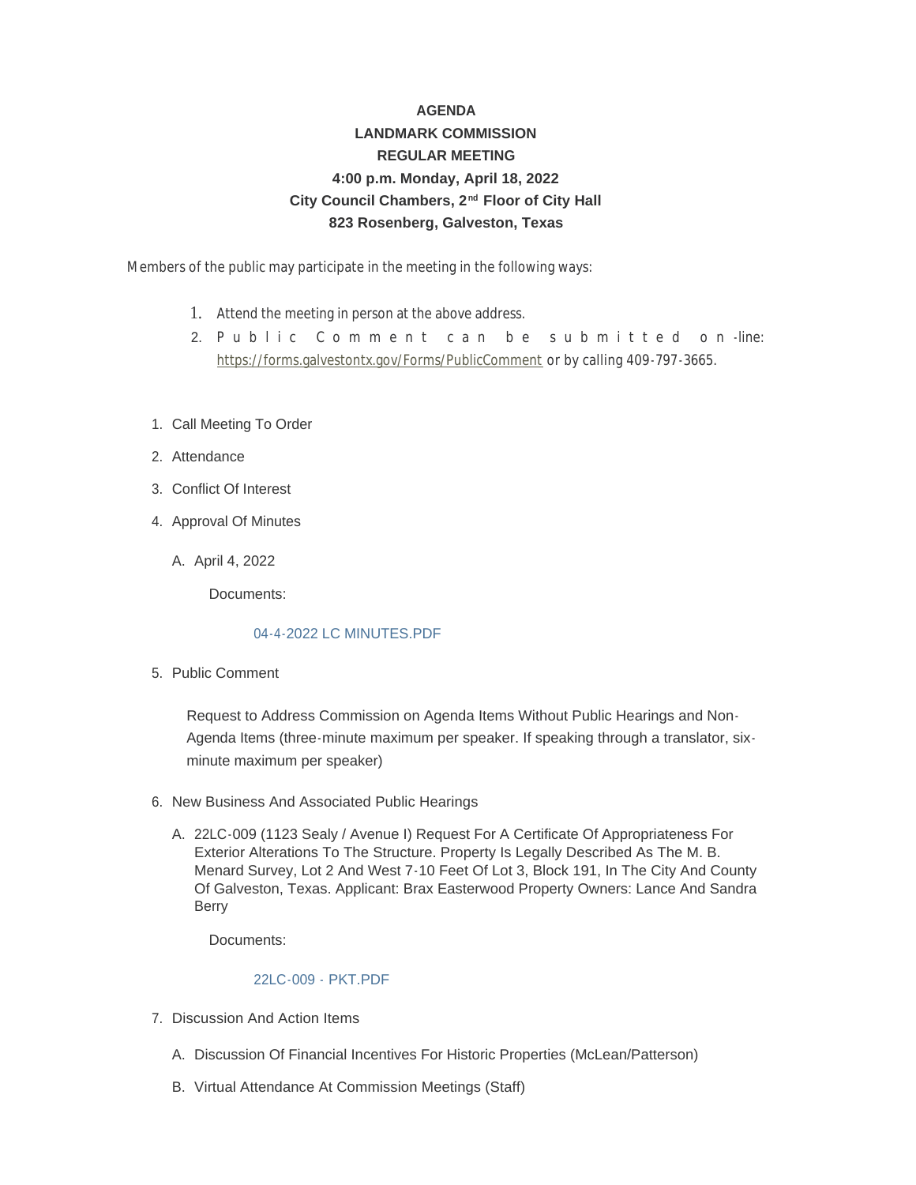**AGENDA**
**LANDMARK COMMISSION**
**REGULAR MEETING**
**4:00 p.m. Monday, April 18, 2022**
**City Council Chambers, 2nd Floor of City Hall**
**823 Rosenberg, Galveston, Texas**

Members of the public may participate in the meeting in the following ways:

1. Attend the meeting in person at the above address.
2. Public Comment can be submitted on-line: https://forms.galvestontx.gov/Forms/PublicComment or by calling 409-797-3665.

1. Call Meeting To Order
2. Attendance
3. Conflict Of Interest
4. Approval Of Minutes

   A. April 4, 2022

      Documents:

      04-4-2022 LC MINUTES.PDF

5. Public Comment

   Request to Address Commission on Agenda Items Without Public Hearings and Non-Agenda Items (three-minute maximum per speaker. If speaking through a translator, six-minute maximum per speaker)

6. New Business And Associated Public Hearings

   A. 22LC-009 (1123 Sealy / Avenue I) Request For A Certificate Of Appropriateness For Exterior Alterations To The Structure. Property Is Legally Described As The M. B. Menard Survey, Lot 2 And West 7-10 Feet Of Lot 3, Block 191, In The City And County Of Galveston, Texas. Applicant: Brax Easterwood Property Owners: Lance And Sandra Berry

      Documents:

      22LC-009 - PKT.PDF

7. Discussion And Action Items

   A. Discussion Of Financial Incentives For Historic Properties (McLean/Patterson)

   B. Virtual Attendance At Commission Meetings (Staff)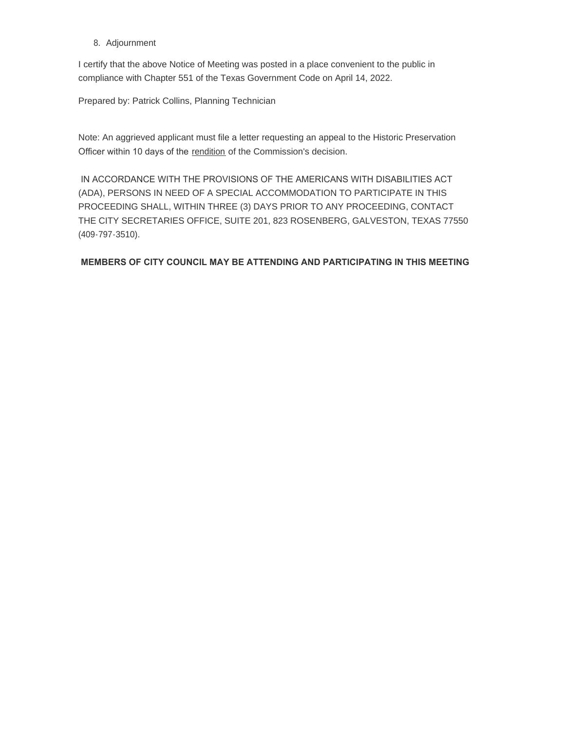8. Adjournment

I certify that the above Notice of Meeting was posted in a place convenient to the public in compliance with Chapter 551 of the Texas Government Code on April 14, 2022.

Prepared by: Patrick Collins, Planning Technician

Note: An aggrieved applicant must file a letter requesting an appeal to the Historic Preservation Officer within 10 days of the rendition of the Commission's decision.

IN ACCORDANCE WITH THE PROVISIONS OF THE AMERICANS WITH DISABILITIES ACT (ADA), PERSONS IN NEED OF A SPECIAL ACCOMMODATION TO PARTICIPATE IN THIS PROCEEDING SHALL, WITHIN THREE (3) DAYS PRIOR TO ANY PROCEEDING, CONTACT THE CITY SECRETARIES OFFICE, SUITE 201, 823 ROSENBERG, GALVESTON, TEXAS 77550 (409-797-3510).

**MEMBERS OF CITY COUNCIL MAY BE ATTENDING AND PARTICIPATING IN THIS MEETING**